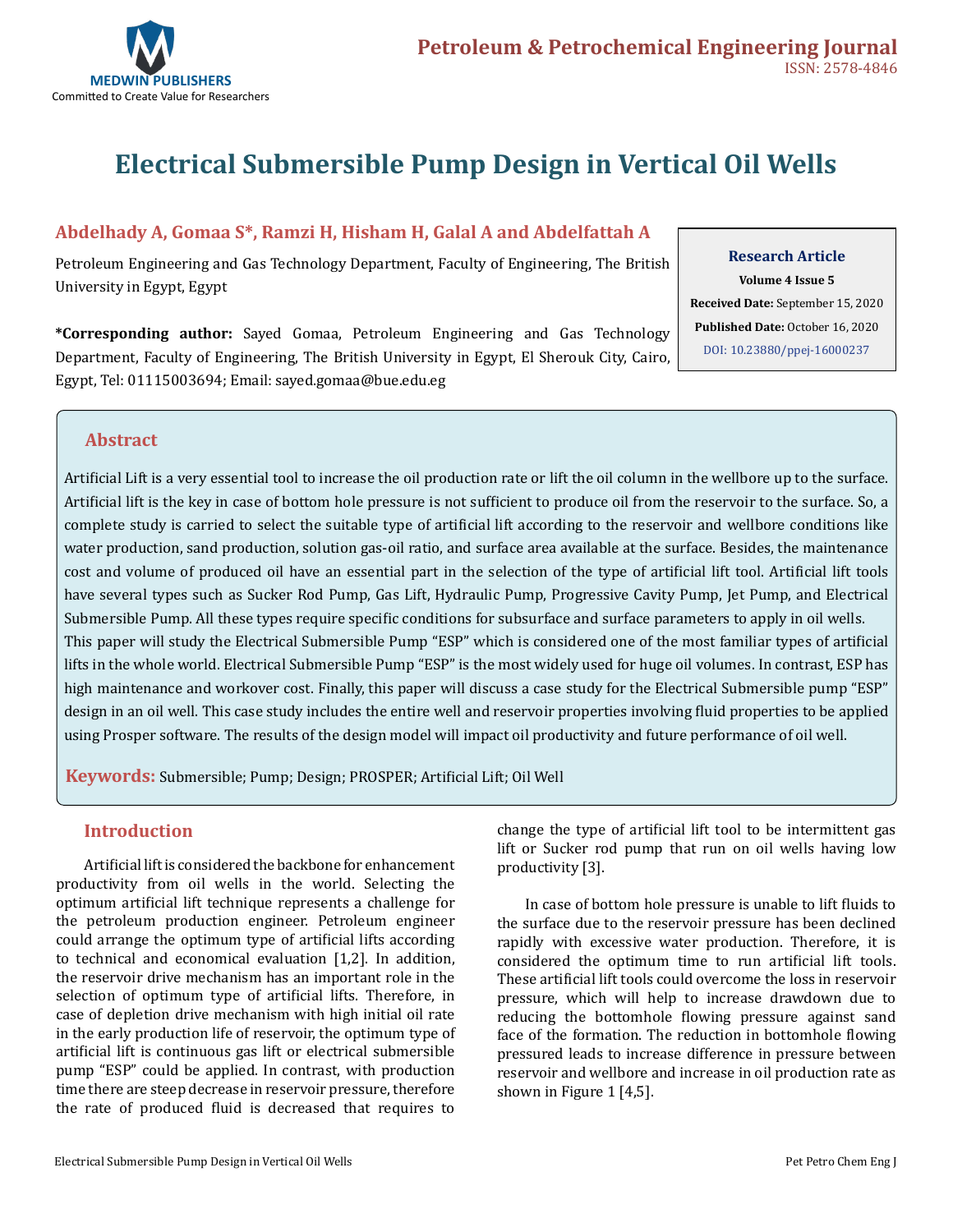# Electrical Submersible Pump Design in Vertical Oil Wells

**Abdelhady A, Gomaa S*, Ramzi H, Hisham H, Galal A and Abdelfattah A**

Petroleum Engineering and Gas Technology Department, Faculty of Engineering, The British University in Egypt, Egypt

***Corresponding author:** Sayed Gomaa, Petroleum Engineering and Gas Technology Department, Faculty of Engineering, The British University in Egypt, El Sherouk City, Cairo, Egypt, Tel: 01115003694; Email: sayed.gomaa@bue.edu.eg

**Research Article**
**Volume 4 Issue 5**
**Received Date:** September 15, 2020
**Published Date:** October 16, 2020
DOI: 10.23880/ppej-16000237

## Abstract

Artificial Lift is a very essential tool to increase the oil production rate or lift the oil column in the wellbore up to the surface. Artificial lift is the key in case of bottom hole pressure is not sufficient to produce oil from the reservoir to the surface. So, a complete study is carried to select the suitable type of artificial lift according to the reservoir and wellbore conditions like water production, sand production, solution gas-oil ratio, and surface area available at the surface. Besides, the maintenance cost and volume of produced oil have an essential part in the selection of the type of artificial lift tool. Artificial lift tools have several types such as Sucker Rod Pump, Gas Lift, Hydraulic Pump, Progressive Cavity Pump, Jet Pump, and Electrical Submersible Pump. All these types require specific conditions for subsurface and surface parameters to apply in oil wells. This paper will study the Electrical Submersible Pump "ESP" which is considered one of the most familiar types of artificial lifts in the whole world. Electrical Submersible Pump "ESP" is the most widely used for huge oil volumes. In contrast, ESP has high maintenance and workover cost. Finally, this paper will discuss a case study for the Electrical Submersible pump "ESP" design in an oil well. This case study includes the entire well and reservoir properties involving fluid properties to be applied using Prosper software. The results of the design model will impact oil productivity and future performance of oil well.

**Keywords:** Submersible; Pump; Design; PROSPER; Artificial Lift; Oil Well

## Introduction

Artificial lift is considered the backbone for enhancement productivity from oil wells in the world. Selecting the optimum artificial lift technique represents a challenge for the petroleum production engineer. Petroleum engineer could arrange the optimum type of artificial lifts according to technical and economical evaluation [1,2]. In addition, the reservoir drive mechanism has an important role in the selection of optimum type of artificial lifts. Therefore, in case of depletion drive mechanism with high initial oil rate in the early production life of reservoir, the optimum type of artificial lift is continuous gas lift or electrical submersible pump "ESP" could be applied. In contrast, with production time there are steep decrease in reservoir pressure, therefore the rate of produced fluid is decreased that requires to change the type of artificial lift tool to be intermittent gas lift or Sucker rod pump that run on oil wells having low productivity [3].

In case of bottom hole pressure is unable to lift fluids to the surface due to the reservoir pressure has been declined rapidly with excessive water production. Therefore, it is considered the optimum time to run artificial lift tools. These artificial lift tools could overcome the loss in reservoir pressure, which will help to increase drawdown due to reducing the bottomhole flowing pressure against sand face of the formation. The reduction in bottomhole flowing pressured leads to increase difference in pressure between reservoir and wellbore and increase in oil production rate as shown in Figure 1 [4,5].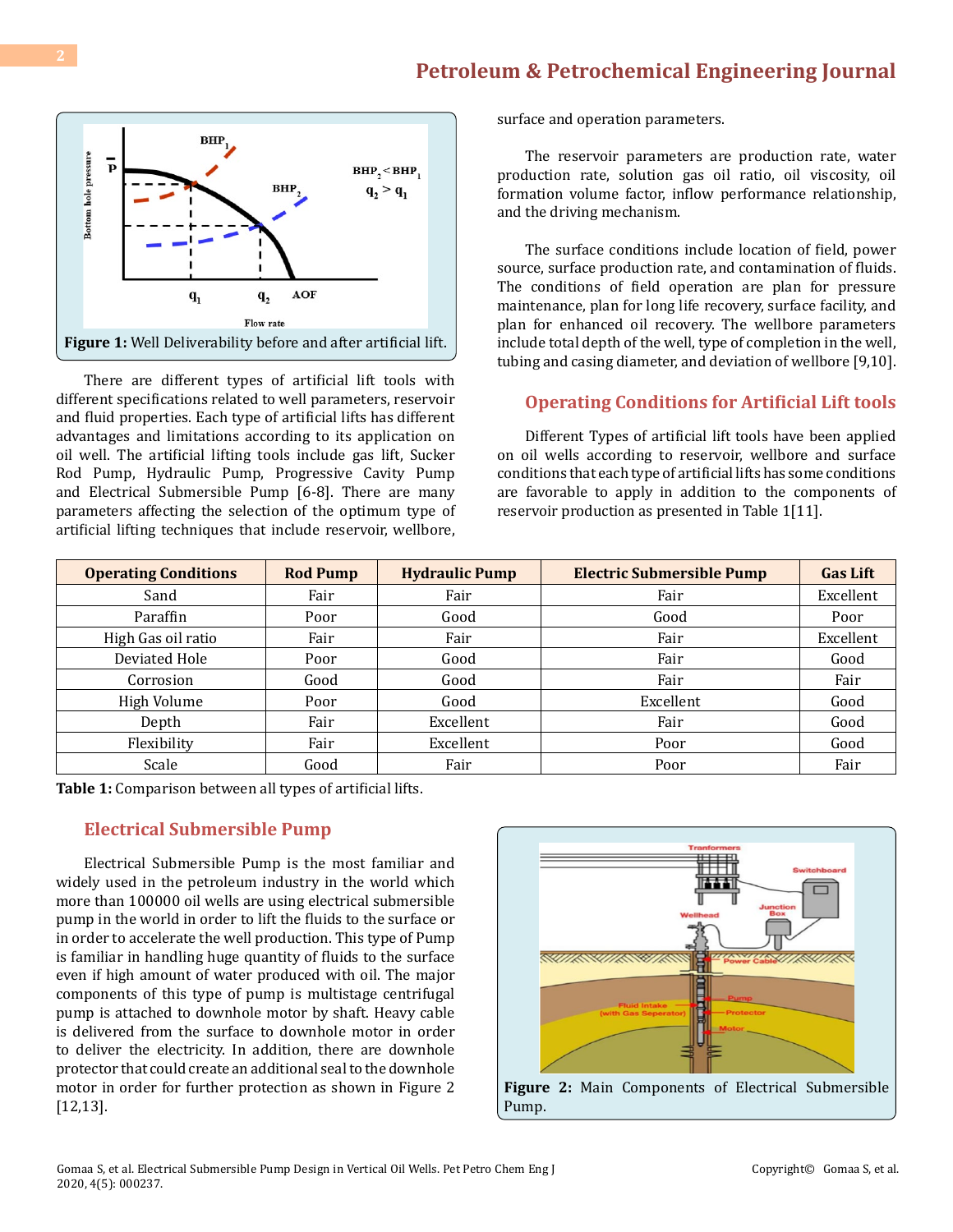Figure 1: Well Deliverability before and after artificial lift.

There are different types of artificial lift tools with different specifications related to well parameters, reservoir and fluid properties. Each type of artificial lifts has different advantages and limitations according to its application on oil well. The artificial lifting tools include gas lift, Sucker Rod Pump, Hydraulic Pump, Progressive Cavity Pump and Electrical Submersible Pump [6-8]. There are many parameters affecting the selection of the optimum type of artificial lifting techniques that include reservoir, wellbore, surface and operation parameters.

The reservoir parameters are production rate, water production rate, solution gas oil ratio, oil viscosity, oil formation volume factor, inflow performance relationship, and the driving mechanism.

The surface conditions include location of field, power source, surface production rate, and contamination of fluids. The conditions of field operation are plan for pressure maintenance, plan for long life recovery, surface facility, and plan for enhanced oil recovery. The wellbore parameters include total depth of the well, type of completion in the well, tubing and casing diameter, and deviation of wellbore [9,10].

## Operating Conditions for Artificial Lift tools

Different Types of artificial lift tools have been applied on oil wells according to reservoir, wellbore and surface conditions that each type of artificial lifts has some conditions are favorable to apply in addition to the components of reservoir production as presented in Table 1[11].

| Operating Conditions | Rod Pump | Hydraulic Pump | Electric Submersible Pump | Gas Lift |
|---|---|---|---|---|
| Sand | Fair | Fair | Fair | Excellent |
| Paraffin | Poor | Good | Good | Poor |
| High Gas oil ratio | Fair | Fair | Fair | Excellent |
| Deviated Hole | Poor | Good | Fair | Good |
| Corrosion | Good | Good | Fair | Fair |
| High Volume | Poor | Good | Excellent | Good |
| Depth | Fair | Excellent | Fair | Good |
| Flexibility | Fair | Excellent | Poor | Good |
| Scale | Good | Fair | Poor | Fair |

**Table 1:** Comparison between all types of artificial lifts.

## Electrical Submersible Pump

Electrical Submersible Pump is the most familiar and widely used in the petroleum industry in the world which more than 100000 oil wells are using electrical submersible pump in the world in order to lift the fluids to the surface or in order to accelerate the well production. This type of Pump is familiar in handling huge quantity of fluids to the surface even if high amount of water produced with oil. The major components of this type of pump is multistage centrifugal pump is attached to downhole motor by shaft. Heavy cable is delivered from the surface to downhole motor in order to deliver the electricity. In addition, there are downhole protector that could create an additional seal to the downhole motor in order for further protection as shown in Figure 2 [12,13].

**Figure 2:** Main Components of Electrical Submersible Pump.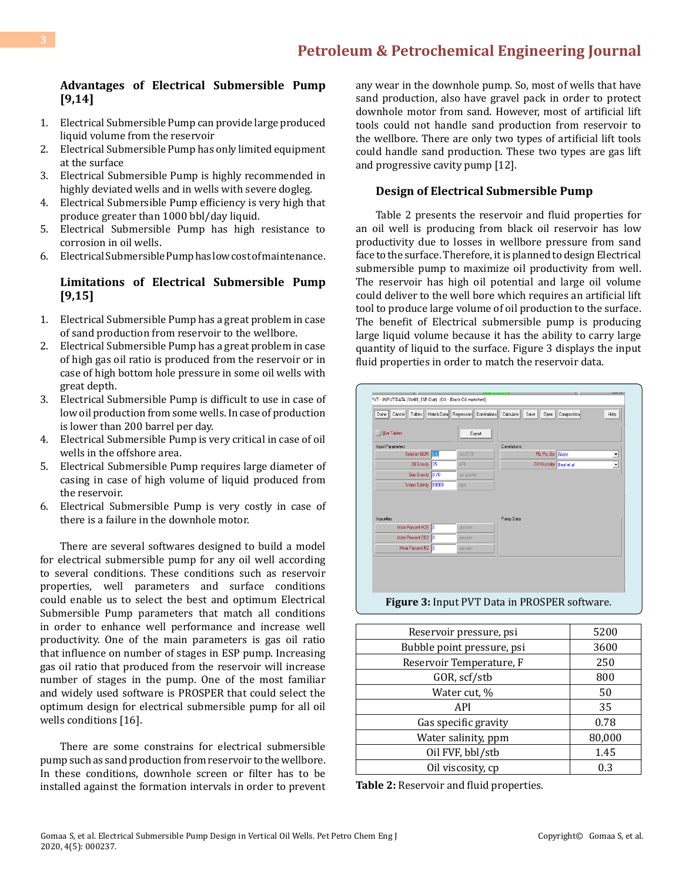### Advantages of Electrical Submersible Pump [9,14]

1. Electrical Submersible Pump can provide large produced liquid volume from the reservoir
2. Electrical Submersible Pump has only limited equipment at the surface
3. Electrical Submersible Pump is highly recommended in highly deviated wells and in wells with severe dogleg.
4. Electrical Submersible Pump efficiency is very high that produce greater than 1000 bbl/day liquid.
5. Electrical Submersible Pump has high resistance to corrosion in oil wells.
6. Electrical Submersible Pump has low cost of maintenance.

### Limitations of Electrical Submersible Pump [9,15]

1. Electrical Submersible Pump has a great problem in case of sand production from reservoir to the wellbore.
2. Electrical Submersible Pump has a great problem in case of high gas oil ratio is produced from the reservoir or in case of high bottom hole pressure in some oil wells with great depth.
3. Electrical Submersible Pump is difficult to use in case of low oil production from some wells. In case of production is lower than 200 barrel per day.
4. Electrical Submersible Pump is very critical in case of oil wells in the offshore area.
5. Electrical Submersible Pump requires large diameter of casing in case of high volume of liquid produced from the reservoir.
6. Electrical Submersible Pump is very costly in case of there is a failure in the downhole motor.

There are several softwares designed to build a model for electrical submersible pump for any oil well according to several conditions. These conditions such as reservoir properties, well parameters and surface conditions could enable us to select the best and optimum Electrical Submersible Pump parameters that match all conditions in order to enhance well performance and increase well productivity. One of the main parameters is gas oil ratio that influence on number of stages in ESP pump. Increasing gas oil ratio that produced from the reservoir will increase number of stages in the pump. One of the most familiar and widely used software is PROSPER that could select the optimum design for electrical submersible pump for all oil wells conditions [16].

There are some constrains for electrical submersible pump such as sand production from reservoir to the wellbore. In these conditions, downhole screen or filter has to be installed against the formation intervals in order to prevent any wear in the downhole pump. So, most of wells that have sand production, also have gravel pack in order to protect downhole motor from sand. However, most of artificial lift tools could not handle sand production from reservoir to the wellbore. There are only two types of artificial lift tools could handle sand production. These two types are gas lift and progressive cavity pump [12].

### Design of Electrical Submersible Pump

Table 2 presents the reservoir and fluid properties for an oil well is producing from black oil reservoir has low productivity due to losses in wellbore pressure from sand face to the surface. Therefore, it is planned to design Electrical submersible pump to maximize oil productivity from well. The reservoir has high oil potential and large oil volume could deliver to the well bore which requires an artificial lift tool to produce large volume of oil production to the surface. The benefit of Electrical submersible pump is producing large liquid volume because it has the ability to carry large quantity of liquid to the surface. Figure 3 displays the input fluid properties in order to match the reservoir data.

**Figure 3:** Input PVT Data in PROSPER software.

| Reservoir pressure, psi | 5200 |
|---|---|
| Bubble point pressure, psi | 3600 |
| Reservoir Temperature, F | 250 |
| GOR, scf/stb | 800 |
| Water cut, % | 50 |
| API | 35 |
| Gas specific gravity | 0.78 |
| Water salinity, ppm | 80,000 |
| Oil FVF, bbl/stb | 1.45 |
| Oil viscosity, cp | 0.3 |

**Table 2:** Reservoir and fluid properties.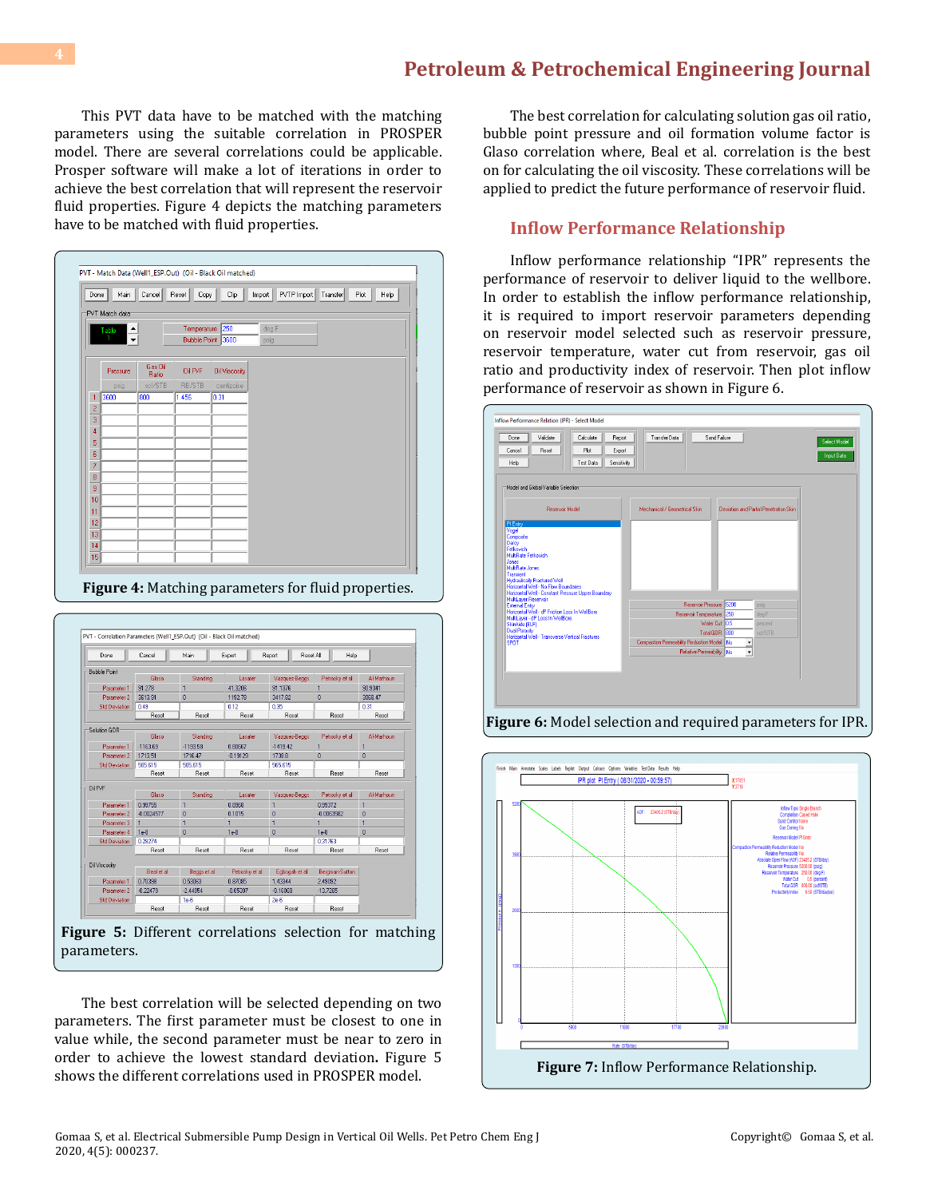This PVT data have to be matched with the matching parameters using the suitable correlation in PROSPER model. There are several correlations could be applicable. Prosper software will make a lot of iterations in order to achieve the best correlation that will represent the reservoir fluid properties. Figure 4 depicts the matching parameters have to be matched with fluid properties.

**Figure 4:** Matching parameters for fluid properties.

**Figure 5:** Different correlations selection for matching parameters.

The best correlation will be selected depending on two parameters. The first parameter must be closest to one in value while, the second parameter must be near to zero in order to achieve the lowest standard deviation**.** Figure 5 shows the different correlations used in PROSPER model.

The best correlation for calculating solution gas oil ratio, bubble point pressure and oil formation volume factor is Glaso correlation where, Beal et al. correlation is the best on for calculating the oil viscosity. These correlations will be applied to predict the future performance of reservoir fluid.

## Inflow Performance Relationship

Inflow performance relationship "IPR" represents the performance of reservoir to deliver liquid to the wellbore. In order to establish the inflow performance relationship, it is required to import reservoir parameters depending on reservoir model selected such as reservoir pressure, reservoir temperature, water cut from reservoir, gas oil ratio and productivity index of reservoir. Then plot inflow performance of reservoir as shown in Figure 6.

**Figure 6:** Model selection and required parameters for IPR.

**Figure 7:** Inflow Performance Relationship.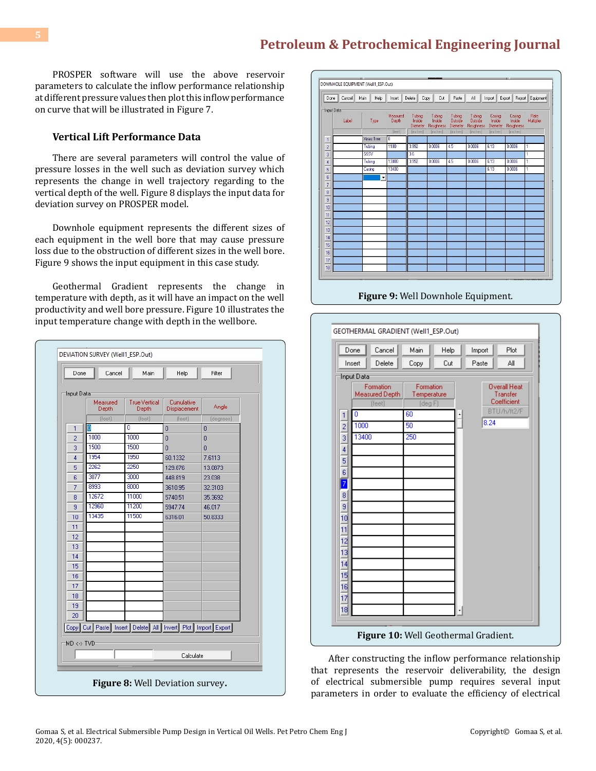PROSPER software will use the above reservoir parameters to calculate the inflow performance relationship at different pressure values then plot this inflow performance on curve that will be illustrated in Figure 7.

### Vertical Lift Performance Data

There are several parameters will control the value of pressure losses in the well such as deviation survey which represents the change in well trajectory regarding to the vertical depth of the well. Figure 8 displays the input data for deviation survey on PROSPER model.

Downhole equipment represents the different sizes of each equipment in the well bore that may cause pressure loss due to the obstruction of different sizes in the well bore. Figure 9 shows the input equipment in this case study.

Geothermal Gradient represents the change in temperature with depth, as it will have an impact on the well productivity and well bore pressure. Figure 10 illustrates the input temperature change with depth in the wellbore.

| | Measured Depth (feet) | True Vertical Depth (feet) | Cumulative Displacement (feet) | Angle (degrees) |
|---|---|---|---|---|
| 1 | 0 | 0 | 0 | 0 |
| 2 | 1000 | 1000 | 0 | 0 |
| 3 | 1500 | 1500 | 0 | 0 |
| 4 | 1954 | 1950 | 60.1332 | 7.6113 |
| 5 | 2262 | 2250 | 129.876 | 13.0873 |
| 6 | 3077 | 3000 | 448.819 | 23.038 |
| 7 | 8993 | 8000 | 3610.95 | 32.3103 |
| 8 | 12672 | 11000 | 5740.51 | 35.3692 |
| 9 | 12960 | 11200 | 5947.74 | 46.017 |
| 10 | 13435 | 11500 | 6316.01 | 50.8333 |

**Figure 8:** Well Deviation survey.

| | Label | Type | Measured Depth (feet) | Tubing Inside Diameter (inches) | Tubing Inside Roughness (inches) | Tubing Outside Diameter (inches) | Tubing Outside Roughness (inches) | Casing Inside Diameter (inches) | Casing Inside Roughness (inches) | Rate Multiplier |
|---|---|---|---|---|---|---|---|---|---|---|
| 1 | | Xmas Tree | 0 | | | | | | | |
| 2 | | Tubing | 1100 | 3.992 | 0.0006 | 4.5 | 0.0006 | 6.13 | 0.0006 | 1 |
| 3 | | SSSV | | 3.6 | | | | | | 1 |
| 4 | | Tubing | 13000 | 3.992 | 0.0006 | 4.5 | 0.0006 | 6.13 | 0.0006 | 1 |
| 5 | | Casing | 13400 | | | | | 6.13 | 0.0006 | 1 |

**Figure 9:** Well Downhole Equipment.

| | Formation Measured Depth (feet) | Formation Temperature (deg F) |
|---|---|---|
| 1 | 0 | 60 |
| 2 | 1000 | 50 |
| 3 | 13400 | 250 |

Overall Heat Transfer Coefficient (BTU/h/ft2/F): 8.24

**Figure 10:** Well Geothermal Gradient.

After constructing the inflow performance relationship that represents the reservoir deliverability, the design of electrical submersible pump requires several input parameters in order to evaluate the efficiency of electrical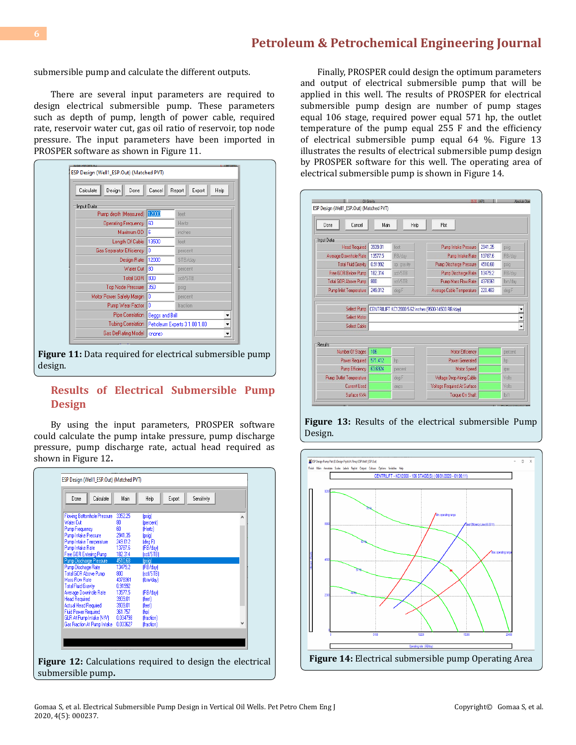submersible pump and calculate the different outputs.

There are several input parameters are required to design electrical submersible pump. These parameters such as depth of pump, length of power cable, required rate, reservoir water cut, gas oil ratio of reservoir, top node pressure. The input parameters have been imported in PROSPER software as shown in Figure 11.

**Figure 11:** Data required for electrical submersible pump design.

## Results of Electrical Submersible Pump Design

By using the input parameters, PROSPER software could calculate the pump intake pressure, pump discharge pressure, pump discharge rate, actual head required as shown in Figure 12**.**

**Figure 12:** Calculations required to design the electrical submersible pump**.**

Finally, PROSPER could design the optimum parameters and output of electrical submersible pump that will be applied in this well. The results of PROSPER for electrical submersible pump design are number of pump stages equal 106 stage, required power equal 571 hp, the outlet temperature of the pump equal 255 F and the efficiency of electrical submersible pump equal 64 %. Figure 13 illustrates the results of electrical submersible pump design by PROSPER software for this well. The operating area of electrical submersible pump is shown in Figure 14.

**Figure 13:** Results of the electrical submersible Pump Design.

**Figure 14:** Electrical submersible pump Operating Area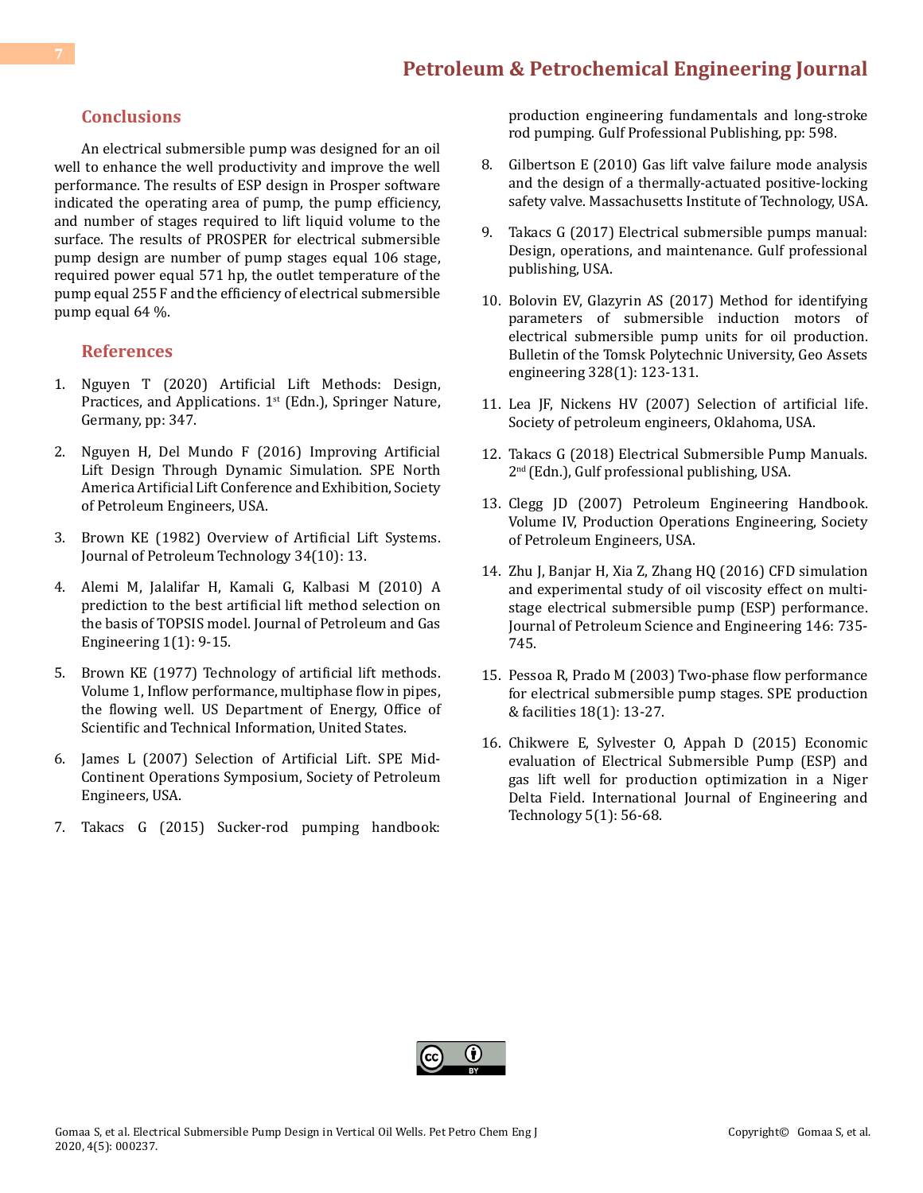## Conclusions

An electrical submersible pump was designed for an oil well to enhance the well productivity and improve the well performance. The results of ESP design in Prosper software indicated the operating area of pump, the pump efficiency, and number of stages required to lift liquid volume to the surface. The results of PROSPER for electrical submersible pump design are number of pump stages equal 106 stage, required power equal 571 hp, the outlet temperature of the pump equal 255 F and the efficiency of electrical submersible pump equal 64 %.

## References

1. Nguyen T (2020) Artificial Lift Methods: Design, Practices, and Applications. 1st (Edn.), Springer Nature, Germany, pp: 347.
2. Nguyen H, Del Mundo F (2016) Improving Artificial Lift Design Through Dynamic Simulation. SPE North America Artificial Lift Conference and Exhibition, Society of Petroleum Engineers, USA.
3. Brown KE (1982) Overview of Artificial Lift Systems. Journal of Petroleum Technology 34(10): 13.
4. Alemi M, Jalalifar H, Kamali G, Kalbasi M (2010) A prediction to the best artificial lift method selection on the basis of TOPSIS model. Journal of Petroleum and Gas Engineering 1(1): 9-15.
5. Brown KE (1977) Technology of artificial lift methods. Volume 1, Inflow performance, multiphase flow in pipes, the flowing well. US Department of Energy, Office of Scientific and Technical Information, United States.
6. James L (2007) Selection of Artificial Lift. SPE Mid-Continent Operations Symposium, Society of Petroleum Engineers, USA.
7. Takacs G (2015) Sucker-rod pumping handbook: production engineering fundamentals and long-stroke rod pumping. Gulf Professional Publishing, pp: 598.
8. Gilbertson E (2010) Gas lift valve failure mode analysis and the design of a thermally-actuated positive-locking safety valve. Massachusetts Institute of Technology, USA.
9. Takacs G (2017) Electrical submersible pumps manual: Design, operations, and maintenance. Gulf professional publishing, USA.
10. Bolovin EV, Glazyrin AS (2017) Method for identifying parameters of submersible induction motors of electrical submersible pump units for oil production. Bulletin of the Tomsk Polytechnic University, Geo Assets engineering 328(1): 123-131.
11. Lea JF, Nickens HV (2007) Selection of artificial life. Society of petroleum engineers, Oklahoma, USA.
12. Takacs G (2018) Electrical Submersible Pump Manuals. 2nd (Edn.), Gulf professional publishing, USA.
13. Clegg JD (2007) Petroleum Engineering Handbook. Volume IV, Production Operations Engineering, Society of Petroleum Engineers, USA.
14. Zhu J, Banjar H, Xia Z, Zhang HQ (2016) CFD simulation and experimental study of oil viscosity effect on multi-stage electrical submersible pump (ESP) performance. Journal of Petroleum Science and Engineering 146: 735-745.
15. Pessoa R, Prado M (2003) Two-phase flow performance for electrical submersible pump stages. SPE production & facilities 18(1): 13-27.
16. Chikwere E, Sylvester O, Appah D (2015) Economic evaluation of Electrical Submersible Pump (ESP) and gas lift well for production optimization in a Niger Delta Field. International Journal of Engineering and Technology 5(1): 56-68.